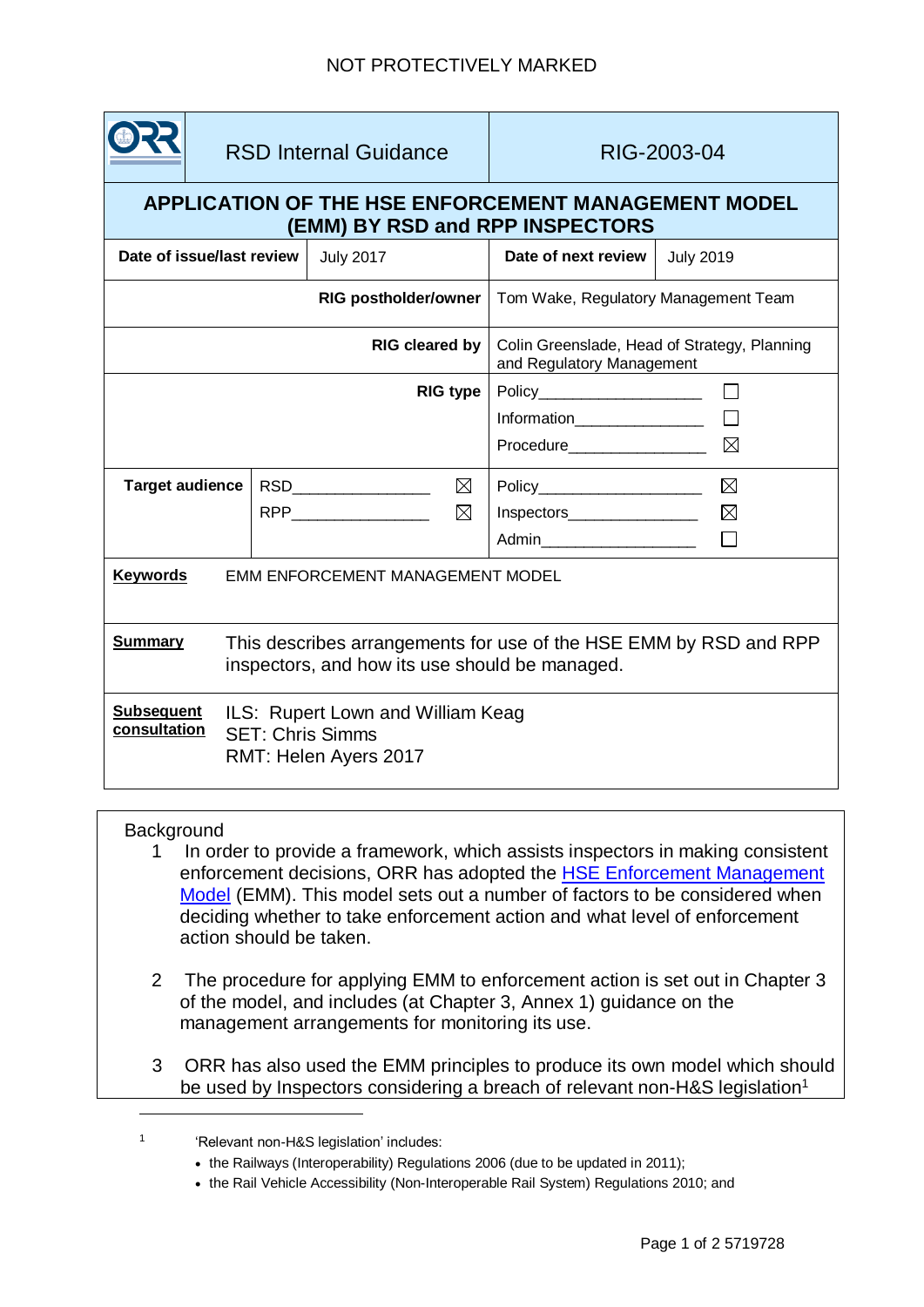NOT PROTECTIVELY MARKED

| ORR RSD Internal Guidance | | | RIG-2003-04 | |
|---|---|---|---|---|
| **APPLICATION OF THE HSE ENFORCEMENT MANAGEMENT MODEL (EMM) BY RSD and RPP INSPECTORS** | | | | |
| **Date of issue/last review** | July 2017 | | **Date of next review** | July 2019 |
| | | **RIG postholder/owner** | Tom Wake, Regulatory Management Team | |
| | | **RIG cleared by** | Colin Greenslade, Head of Strategy, Planning and Regulatory Management | |
| | | **RIG type** | Policy ☐<br>Information ☐<br>Procedure ☒ | |
| **Target audience** | RSD ☒<br>RPP ☒ | | Policy ☒<br>Inspectors ☒<br>Admin ☐ | |
| **Keywords** | EMM ENFORCEMENT MANAGEMENT MODEL | | | |
| **Summary** | This describes arrangements for use of the HSE EMM by RSD and RPP inspectors, and how its use should be managed. | | | |
| **Subsequent consultation** | ILS: Rupert Lown and William Keag<br>SET: Chris Simms<br>RMT: Helen Ayers 2017 | | | |

Background

1. In order to provide a framework, which assists inspectors in making consistent enforcement decisions, ORR has adopted the [HSE Enforcement Management Model](#) (EMM). This model sets out a number of factors to be considered when deciding whether to take enforcement action and what level of enforcement action should be taken.

2. The procedure for applying EMM to enforcement action is set out in Chapter 3 of the model, and includes (at Chapter 3, Annex 1) guidance on the management arrangements for monitoring its use.

3. ORR has also used the EMM principles to produce its own model which should be used by Inspectors considering a breach of relevant non-H&S legislation[1]

---

[1] 'Relevant non-H&S legislation' includes:

- the Railways (Interoperability) Regulations 2006 (due to be updated in 2011);
- the Rail Vehicle Accessibility (Non-Interoperable Rail System) Regulations 2010; and

5719728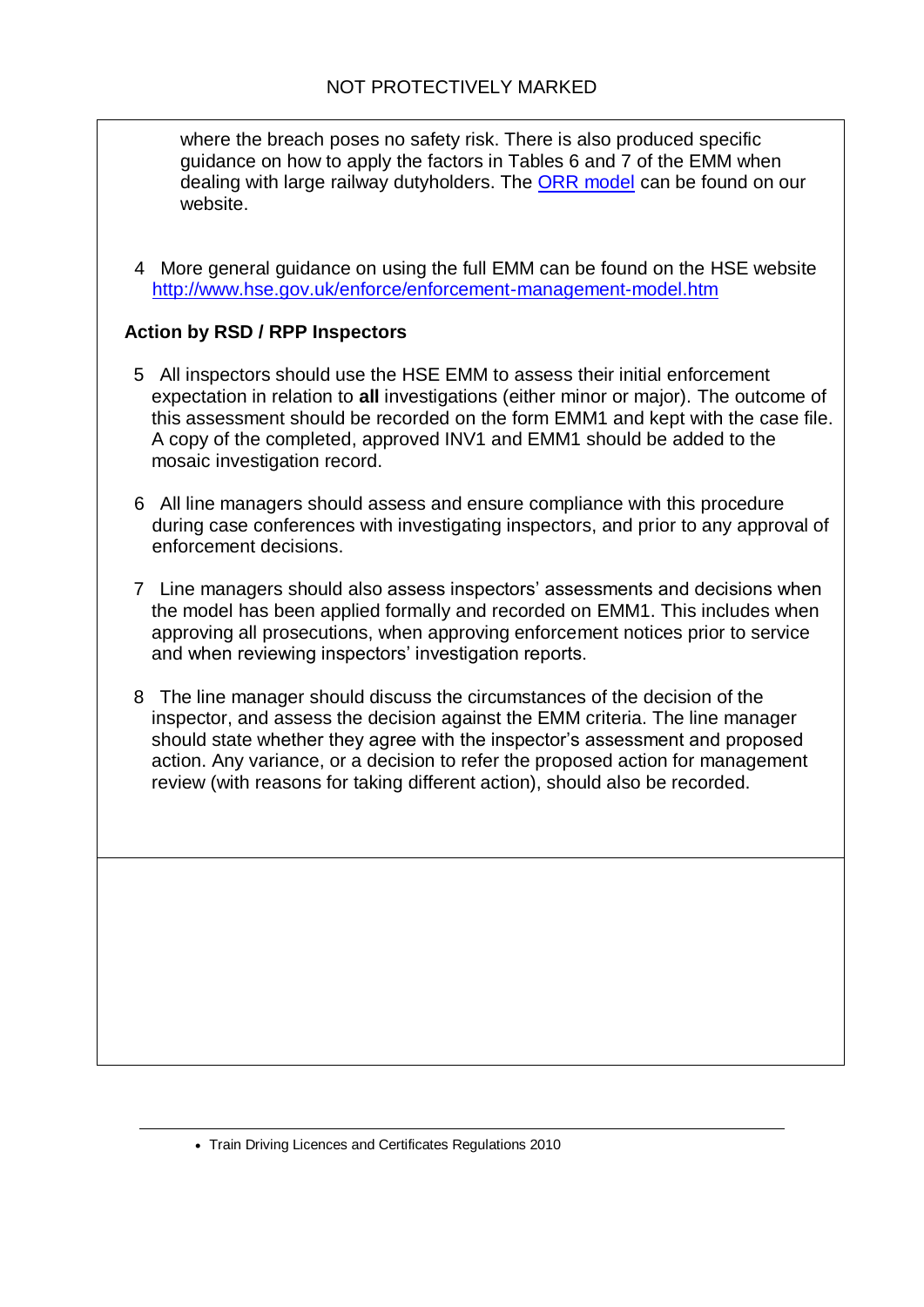where the breach poses no safety risk. There is also produced specific guidance on how to apply the factors in Tables 6 and 7 of the EMM when dealing with large railway dutyholders. The [ORR model](ORR model) can be found on our website.

4 More general guidance on using the full EMM can be found on the HSE website http://www.hse.gov.uk/enforce/enforcement-management-model.htm

**Action by RSD / RPP Inspectors**

5 All inspectors should use the HSE EMM to assess their initial enforcement expectation in relation to **all** investigations (either minor or major). The outcome of this assessment should be recorded on the form EMM1 and kept with the case file. A copy of the completed, approved INV1 and EMM1 should be added to the mosaic investigation record.

6 All line managers should assess and ensure compliance with this procedure during case conferences with investigating inspectors, and prior to any approval of enforcement decisions.

7 Line managers should also assess inspectors' assessments and decisions when the model has been applied formally and recorded on EMM1. This includes when approving all prosecutions, when approving enforcement notices prior to service and when reviewing inspectors' investigation reports.

8 The line manager should discuss the circumstances of the decision of the inspector, and assess the decision against the EMM criteria. The line manager should state whether they agree with the inspector's assessment and proposed action. Any variance, or a decision to refer the proposed action for management review (with reasons for taking different action), should also be recorded.

- Train Driving Licences and Certificates Regulations 2010